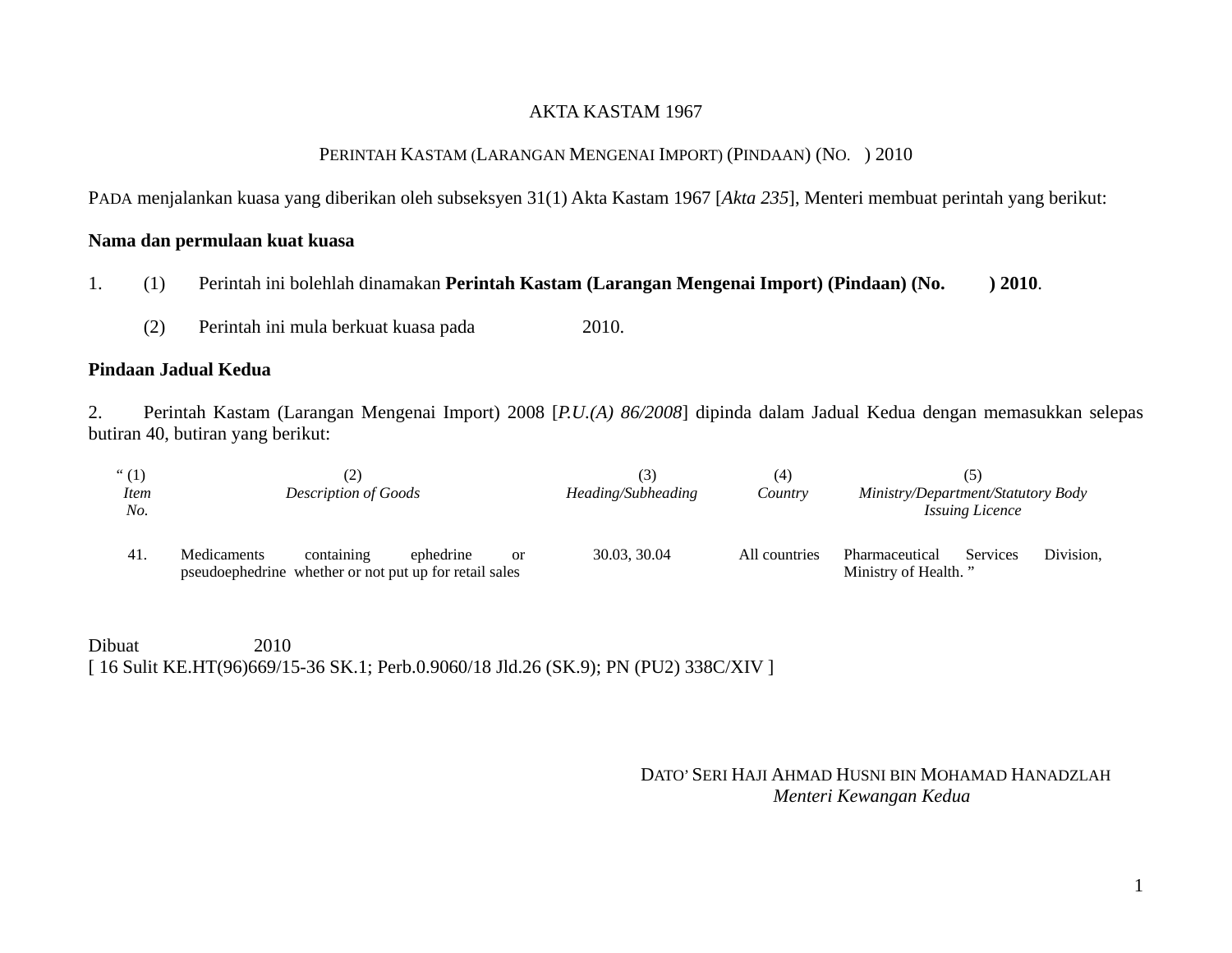AKTA KASTAM 1967

PERINTAH KASTAM (LARANGAN MENGENAI IMPORT) (PINDAAN) (NO. ) 2010

PADA menjalankan kuasa yang diberikan oleh subseksyen 31(1) Akta Kastam 1967 [*Akta 235*], Menteri membuat perintah yang berikut:

**Nama dan permulaan kuat kuasa**

1. (1) Perintah ini bolehlah dinamakan **Perintah Kastam (Larangan Mengenai Import) (Pindaan) (No. ) 2010**.

(2) Perintah ini mula berkuat kuasa pada 2010.

**Pindaan Jadual Kedua**

2. Perintah Kastam (Larangan Mengenai Import) 2008 [*P.U.(A) 86/2008*] dipinda dalam Jadual Kedua dengan memasukkan selepas butiran 40, butiran yang berikut:

| " (1) *Item No.* | (2) *Description of Goods* | (3) *Heading/Subheading* | (4) *Country* | (5) *Ministry/Department/Statutory Body Issuing Licence* |
|---|---|---|---|---|
| 41. | Medicaments containing ephedrine or pseudoephedrine whether or not put up for retail sales | 30.03, 30.04 | All countries | Pharmaceutical Services Division, Ministry of Health. " |

Dibuat 2010
[ 16 Sulit KE.HT(96)669/15-36 SK.1; Perb.0.9060/18 Jld.26 (SK.9); PN (PU2) 338C/XIV ]

DATO' SERI HAJI AHMAD HUSNI BIN MOHAMAD HANADZLAH
*Menteri Kewangan Kedua*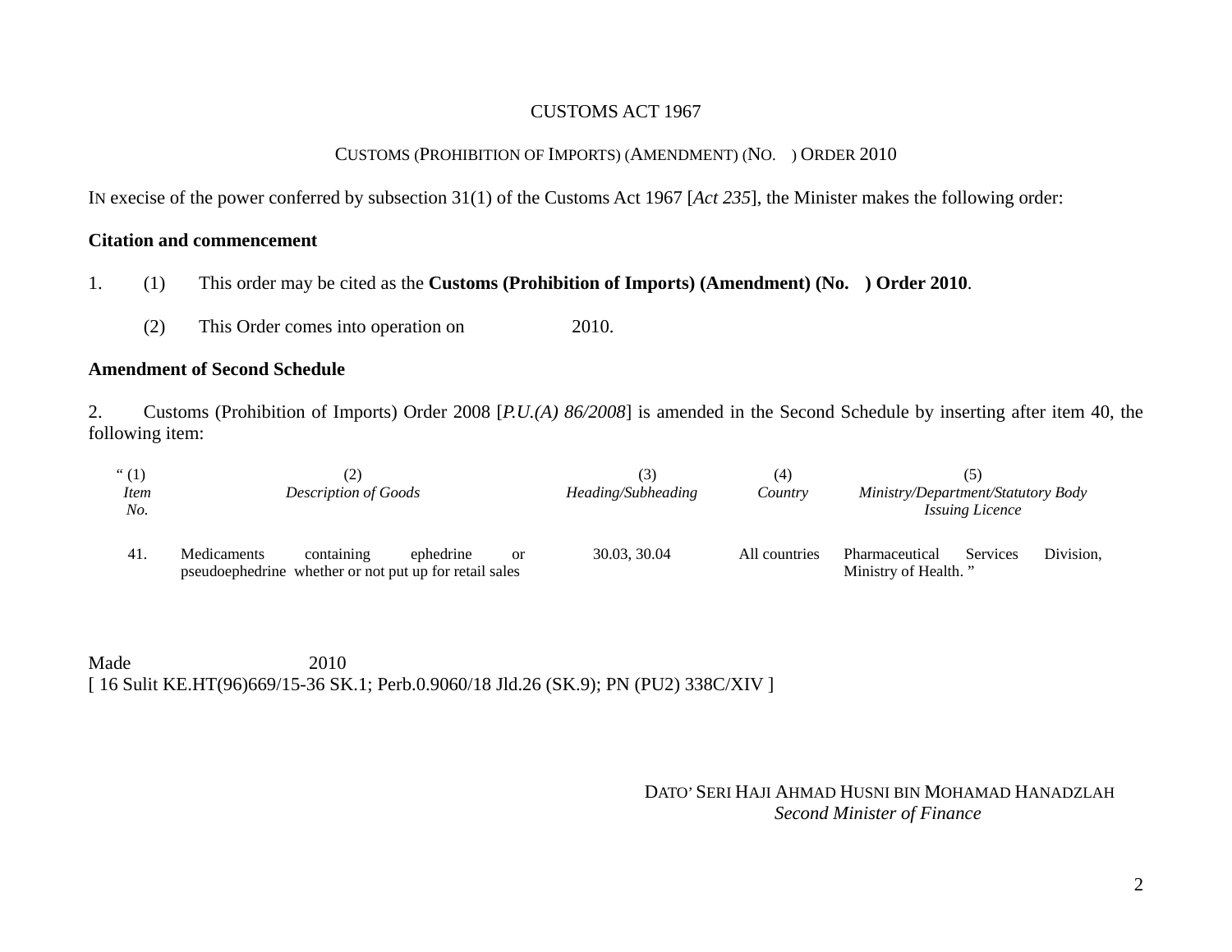CUSTOMS ACT 1967

CUSTOMS (PROHIBITION OF IMPORTS) (AMENDMENT) (NO. ) ORDER 2010

IN execise of the power conferred by subsection 31(1) of the Customs Act 1967 [*Act 235*], the Minister makes the following order:

**Citation and commencement**

1. (1) This order may be cited as the **Customs (Prohibition of Imports) (Amendment) (No. ) Order 2010**.

(2) This Order comes into operation on 2010.

**Amendment of Second Schedule**

2. Customs (Prohibition of Imports) Order 2008 [*P.U.(A) 86/2008*] is amended in the Second Schedule by inserting after item 40, the following item:

| " (1) *Item No.* | (2) *Description of Goods* | (3) *Heading/Subheading* | (4) *Country* | (5) *Ministry/Department/Statutory Body Issuing Licence* |
|---|---|---|---|---|
| 41. | Medicaments containing ephedrine or pseudoephedrine whether or not put up for retail sales | 30.03, 30.04 | All countries | Pharmaceutical Services Division, Ministry of Health. " |

Made 2010
[ 16 Sulit KE.HT(96)669/15-36 SK.1; Perb.0.9060/18 Jld.26 (SK.9); PN (PU2) 338C/XIV ]

DATO' SERI HAJI AHMAD HUSNI BIN MOHAMAD HANADZLAH
*Second Minister of Finance*